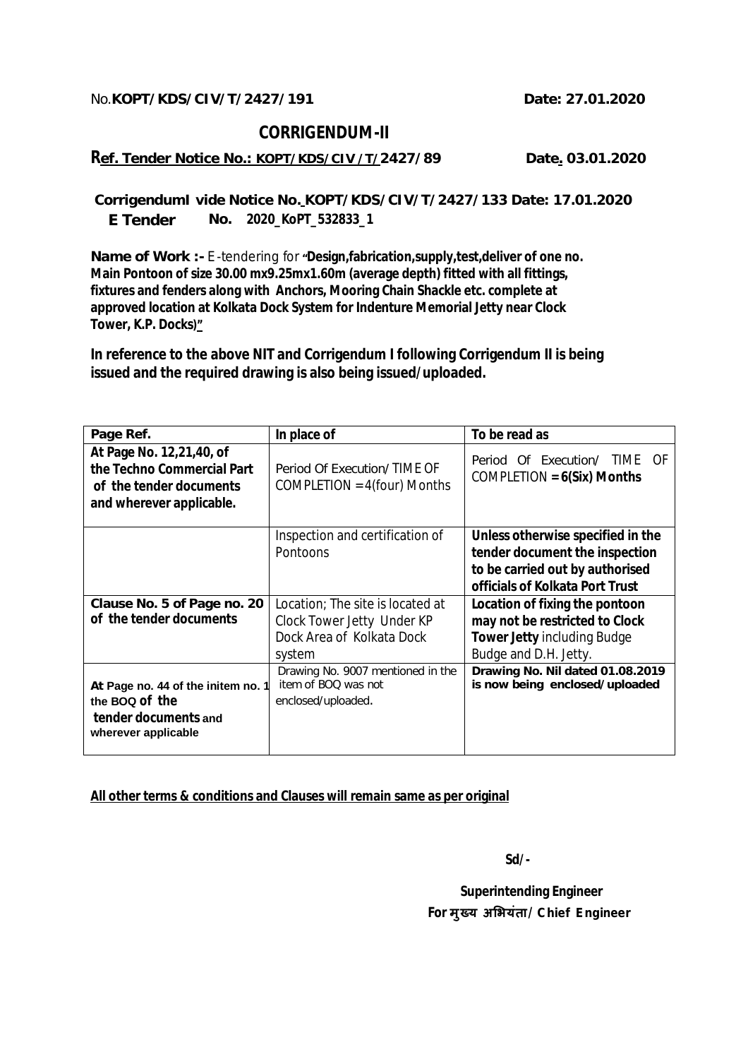No.**KOPT/KDS/CIV/T/2427/191** **Date: 27.01.2020**

# CORRIGENDUM-II

**Ref. Tender Notice No.: KOPT/KDS/CIV/T/2427/89** **Date. 03.01.2020**

**CorrigendumI vide Notice No. KOPT/KDS/CIV/T/2427/133 Date: 17.01.2020**
**E Tender No. 2020_KoPT_532833_1**

**Name of Work :-** E-tendering for **"Design,fabrication,supply,test,deliver of one no. Main Pontoon of size 30.00 mx9.25mx1.60m (average depth) fitted with all fittings, fixtures and fenders along with Anchors, Mooring Chain Shackle etc. complete at approved location at Kolkata Dock System for Indenture Memorial Jetty near Clock Tower, K.P. Docks)"**

**In reference to the above NIT and Corrigendum I following Corrigendum II is being issued and the required drawing is also being issued/uploaded.**

| Page Ref. | In place of | To be read as |
|---|---|---|
| **At Page No. 12,21,40, of the Techno Commercial Part of the tender documents and wherever applicable.** | Period Of Execution/TIME OF COMPLETION = 4(four) Months | Period Of Execution/ TIME OF COMPLETION **= 6(Six) Months** |
| | Inspection and certification of Pontoons | **Unless otherwise specified in the tender document the inspection to be carried out by authorised officials of Kolkata Port Trust** |
| **Clause No. 5 of Page no. 20 of the tender documents** | Location; The site is located at Clock Tower Jetty Under KP Dock Area of Kolkata Dock system | **Location of fixing the pontoon may not be restricted to Clock Tower Jetty** including Budge Budge and D.H. Jetty. |
| **At Page no. 44 of the initem no. 1 the BOQ of the tender documents and wherever applicable** | Drawing No. 9007 mentioned in the item of BOQ was not enclosed/uploaded. | **Drawing No. Nil dated 01.08.2019 is now being enclosed/uploaded** |

**All other terms & conditions and Clauses will remain same as per original**

**Sd/-**

**Superintending Engineer**
**For मुख्य अभियंता/ Chief Engineer**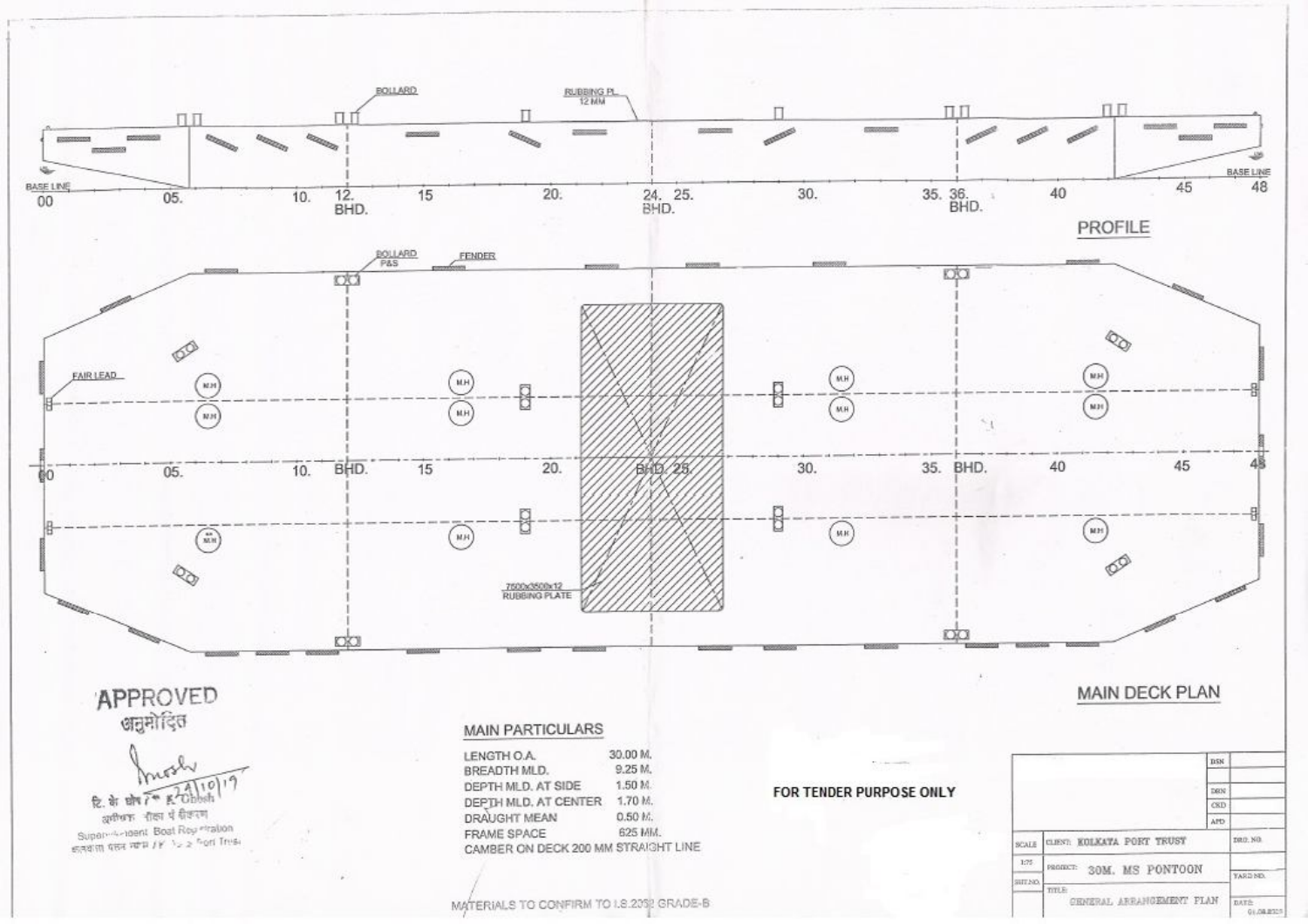PROFILE

BOLLARD

RUBBING PL 12 MM

BASE LINE

00 05. 10. 12. BHD. 15 20. 24. 25. BHD. 30. 35. 36. BHD. 40 45 48

MAIN DECK PLAN

BOLLARD P&S

FENDER

FAIR LEAD

M.H

7600x3500x12 RUBBING PLATE

00 05. 10. BHD. 15 20. BHD. 25. 30. 35. BHD. 40 45 48

APPROVED

अनुमोदित

24/10/19

टि. के घोष / T. K. Ghosh

अधीक्षक नौका पंजीकरण

Superintendent Boat Registration

कलकत्ता पत्तन न्यास / Kolkata Port Trust

## MAIN PARTICULARS

| | |
|---|---|
| LENGTH O.A. | 30.00 M. |
| BREADTH MLD. | 9.25 M. |
| DEPTH MLD. AT SIDE | 1.50 M. |
| DEPTH MLD. AT CENTER | 1.70 M. |
| DRAUGHT MEAN | 0.50 M. |
| FRAME SPACE | 625 MM. |

CAMBER ON DECK 200 MM STRAIGHT LINE

MATERIALS TO CONFIRM TO I.S.2062 GRADE-B

**FOR TENDER PURPOSE ONLY**

| | | | |
|---|---|---|---|
| | | DSN | |
| | | DRN | |
| | | CKD | |
| | | APD | |
| SCALE | CLIENT: KOLKATA PORT TRUST | | DRG. NO. |
| 1:75 | PROJECT: 30M. MS PONTOON | | YARD NO. |
| SHT.NO. | TITLE: GENERAL ARRANGEMENT PLAN | | DATE: |